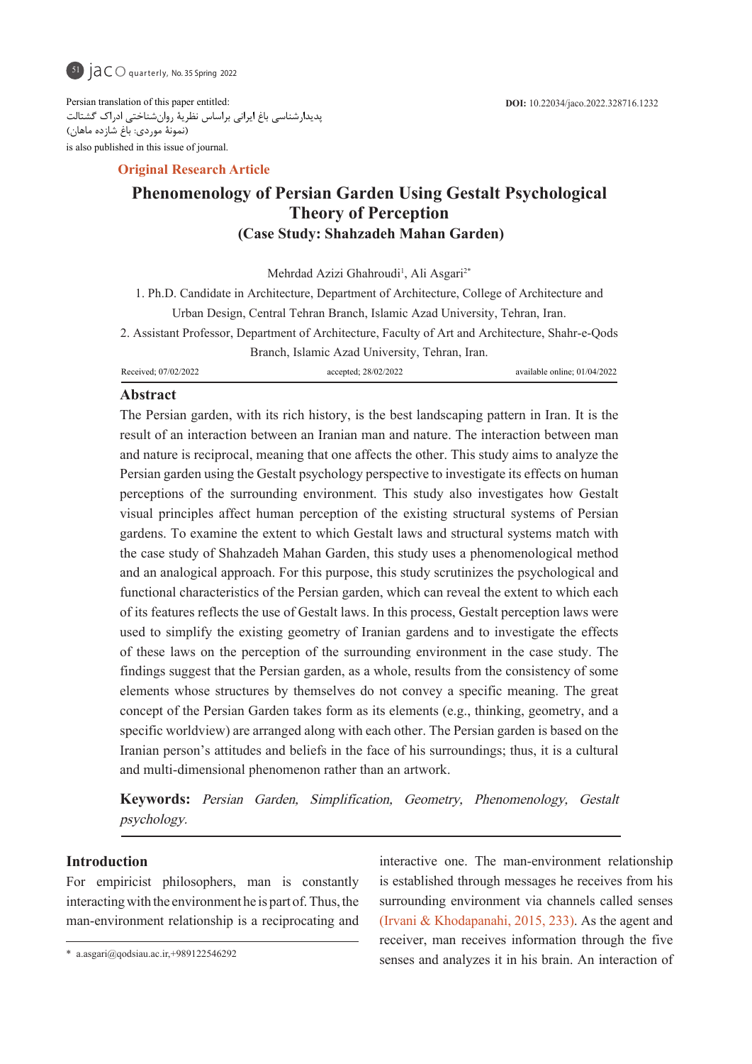Persian translation of this paper entitled:
پدیدارشناسی باغ ایرانی براساس نظریهٔ روان‌شناختی ادراک گشتالت
(نمونهٔ موردی: باغ شازده ماهان)
is also published in this issue of journal.

**DOI:** 10.22034/jaco.2022.328716.1232

**Original Research Article**

# Phenomenology of Persian Garden Using Gestalt Psychological Theory of Perception
## (Case Study: Shahzadeh Mahan Garden)

Mehrdad Azizi Ghahroudi[1], Ali Asgari[2*]

1. Ph.D. Candidate in Architecture, Department of Architecture, College of Architecture and Urban Design, Central Tehran Branch, Islamic Azad University, Tehran, Iran.
2. Assistant Professor, Department of Architecture, Faculty of Art and Architecture, Shahr-e-Qods Branch, Islamic Azad University, Tehran, Iran.

Received; 07/02/2022 accepted; 28/02/2022 available online; 01/04/2022

## Abstract

The Persian garden, with its rich history, is the best landscaping pattern in Iran. It is the result of an interaction between an Iranian man and nature. The interaction between man and nature is reciprocal, meaning that one affects the other. This study aims to analyze the Persian garden using the Gestalt psychology perspective to investigate its effects on human perceptions of the surrounding environment. This study also investigates how Gestalt visual principles affect human perception of the existing structural systems of Persian gardens. To examine the extent to which Gestalt laws and structural systems match with the case study of Shahzadeh Mahan Garden, this study uses a phenomenological method and an analogical approach. For this purpose, this study scrutinizes the psychological and functional characteristics of the Persian garden, which can reveal the extent to which each of its features reflects the use of Gestalt laws. In this process, Gestalt perception laws were used to simplify the existing geometry of Iranian gardens and to investigate the effects of these laws on the perception of the surrounding environment in the case study. The findings suggest that the Persian garden, as a whole, results from the consistency of some elements whose structures by themselves do not convey a specific meaning. The great concept of the Persian Garden takes form as its elements (e.g., thinking, geometry, and a specific worldview) are arranged along with each other. The Persian garden is based on the Iranian person's attitudes and beliefs in the face of his surroundings; thus, it is a cultural and multi-dimensional phenomenon rather than an artwork.

**Keywords:** *Persian Garden, Simplification, Geometry, Phenomenology, Gestalt psychology.*

## Introduction

For empiricist philosophers, man is constantly interacting with the environment he is part of. Thus, the man-environment relationship is a reciprocating and interactive one. The man-environment relationship is established through messages he receives from his surrounding environment via channels called senses (Irvani & Khodapanahi, 2015, 233). As the agent and receiver, man receives information through the five senses and analyzes it in his brain. An interaction of

* a.asgari@qodsiau.ac.ir,+989122546292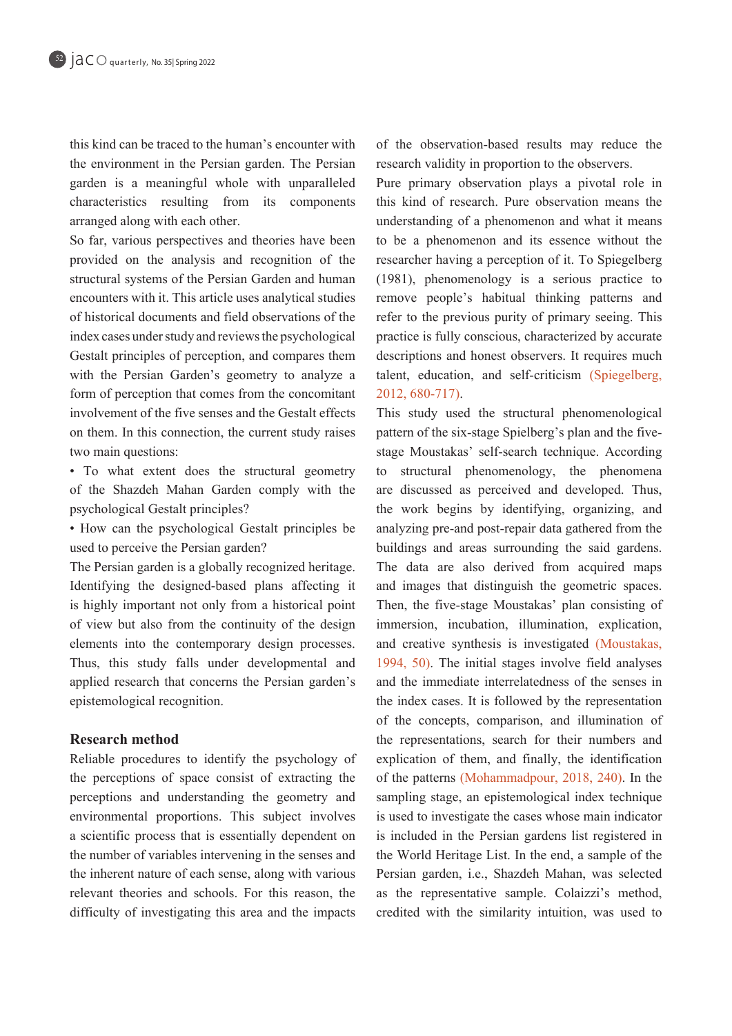this kind can be traced to the human's encounter with the environment in the Persian garden. The Persian garden is a meaningful whole with unparalleled characteristics resulting from its components arranged along with each other.

So far, various perspectives and theories have been provided on the analysis and recognition of the structural systems of the Persian Garden and human encounters with it. This article uses analytical studies of historical documents and field observations of the index cases under study and reviews the psychological Gestalt principles of perception, and compares them with the Persian Garden's geometry to analyze a form of perception that comes from the concomitant involvement of the five senses and the Gestalt effects on them. In this connection, the current study raises two main questions:

- To what extent does the structural geometry of the Shazdeh Mahan Garden comply with the psychological Gestalt principles?
- How can the psychological Gestalt principles be used to perceive the Persian garden?

The Persian garden is a globally recognized heritage. Identifying the designed-based plans affecting it is highly important not only from a historical point of view but also from the continuity of the design elements into the contemporary design processes. Thus, this study falls under developmental and applied research that concerns the Persian garden's epistemological recognition.

## Research method

Reliable procedures to identify the psychology of the perceptions of space consist of extracting the perceptions and understanding the geometry and environmental proportions. This subject involves a scientific process that is essentially dependent on the number of variables intervening in the senses and the inherent nature of each sense, along with various relevant theories and schools. For this reason, the difficulty of investigating this area and the impacts of the observation-based results may reduce the research validity in proportion to the observers.

Pure primary observation plays a pivotal role in this kind of research. Pure observation means the understanding of a phenomenon and what it means to be a phenomenon and its essence without the researcher having a perception of it. To Spiegelberg (1981), phenomenology is a serious practice to remove people's habitual thinking patterns and refer to the previous purity of primary seeing. This practice is fully conscious, characterized by accurate descriptions and honest observers. It requires much talent, education, and self-criticism (Spiegelberg, 2012, 680-717).

This study used the structural phenomenological pattern of the six-stage Spielberg's plan and the five-stage Moustakas' self-search technique. According to structural phenomenology, the phenomena are discussed as perceived and developed. Thus, the work begins by identifying, organizing, and analyzing pre-and post-repair data gathered from the buildings and areas surrounding the said gardens. The data are also derived from acquired maps and images that distinguish the geometric spaces. Then, the five-stage Moustakas' plan consisting of immersion, incubation, illumination, explication, and creative synthesis is investigated (Moustakas, 1994, 50). The initial stages involve field analyses and the immediate interrelatedness of the senses in the index cases. It is followed by the representation of the concepts, comparison, and illumination of the representations, search for their numbers and explication of them, and finally, the identification of the patterns (Mohammadpour, 2018, 240). In the sampling stage, an epistemological index technique is used to investigate the cases whose main indicator is included in the Persian gardens list registered in the World Heritage List. In the end, a sample of the Persian garden, i.e., Shazdeh Mahan, was selected as the representative sample. Colaizzi's method, credited with the similarity intuition, was used to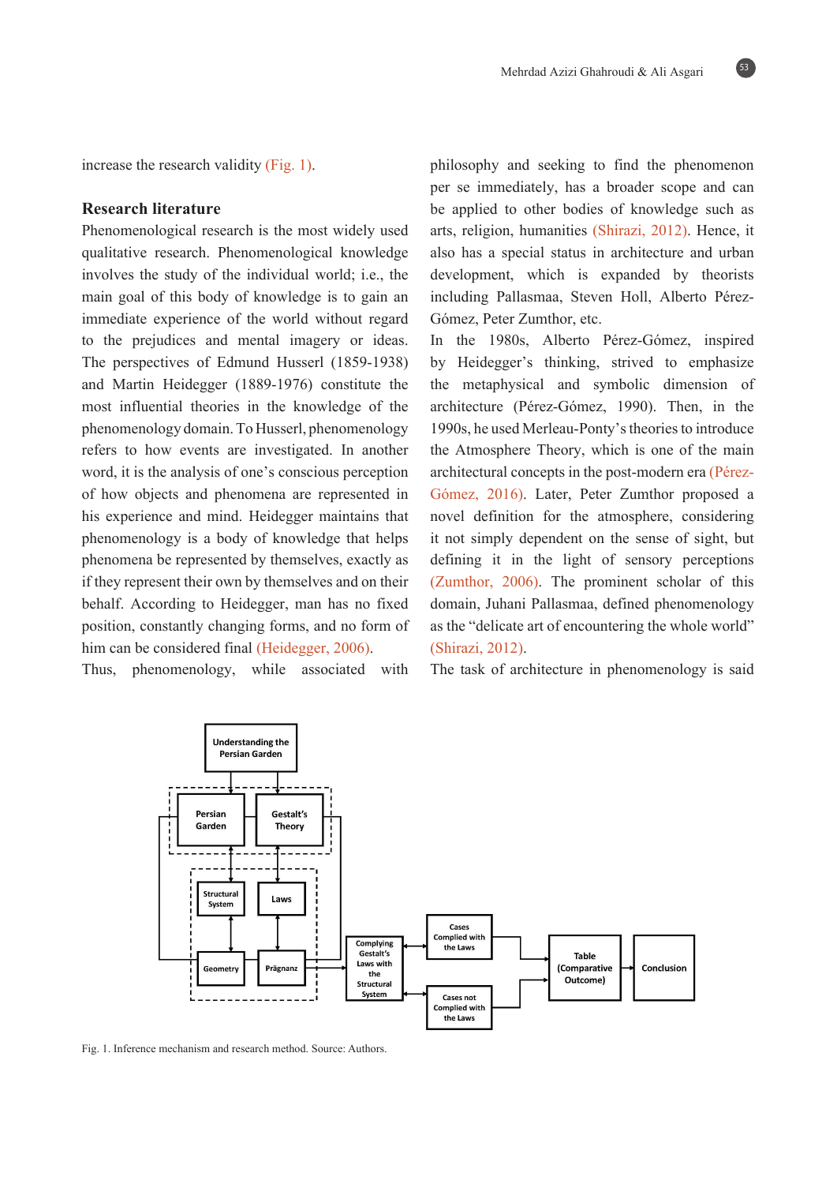increase the research validity (Fig. 1).

## Research literature

Phenomenological research is the most widely used qualitative research. Phenomenological knowledge involves the study of the individual world; i.e., the main goal of this body of knowledge is to gain an immediate experience of the world without regard to the prejudices and mental imagery or ideas. The perspectives of Edmund Husserl (1859-1938) and Martin Heidegger (1889-1976) constitute the most influential theories in the knowledge of the phenomenology domain. To Husserl, phenomenology refers to how events are investigated. In another word, it is the analysis of one's conscious perception of how objects and phenomena are represented in his experience and mind. Heidegger maintains that phenomenology is a body of knowledge that helps phenomena be represented by themselves, exactly as if they represent their own by themselves and on their behalf. According to Heidegger, man has no fixed position, constantly changing forms, and no form of him can be considered final (Heidegger, 2006).

Thus, phenomenology, while associated with philosophy and seeking to find the phenomenon per se immediately, has a broader scope and can be applied to other bodies of knowledge such as arts, religion, humanities (Shirazi, 2012). Hence, it also has a special status in architecture and urban development, which is expanded by theorists including Pallasmaa, Steven Holl, Alberto Pérez-Gómez, Peter Zumthor, etc.

In the 1980s, Alberto Pérez-Gómez, inspired by Heidegger's thinking, strived to emphasize the metaphysical and symbolic dimension of architecture (Pérez-Gómez, 1990). Then, in the 1990s, he used Merleau-Ponty's theories to introduce the Atmosphere Theory, which is one of the main architectural concepts in the post-modern era (Pérez-Gómez, 2016). Later, Peter Zumthor proposed a novel definition for the atmosphere, considering it not simply dependent on the sense of sight, but defining it in the light of sensory perceptions (Zumthor, 2006). The prominent scholar of this domain, Juhani Pallasmaa, defined phenomenology as the "delicate art of encountering the whole world" (Shirazi, 2012).

The task of architecture in phenomenology is said

Fig. 1. Inference mechanism and research method. Source: Authors.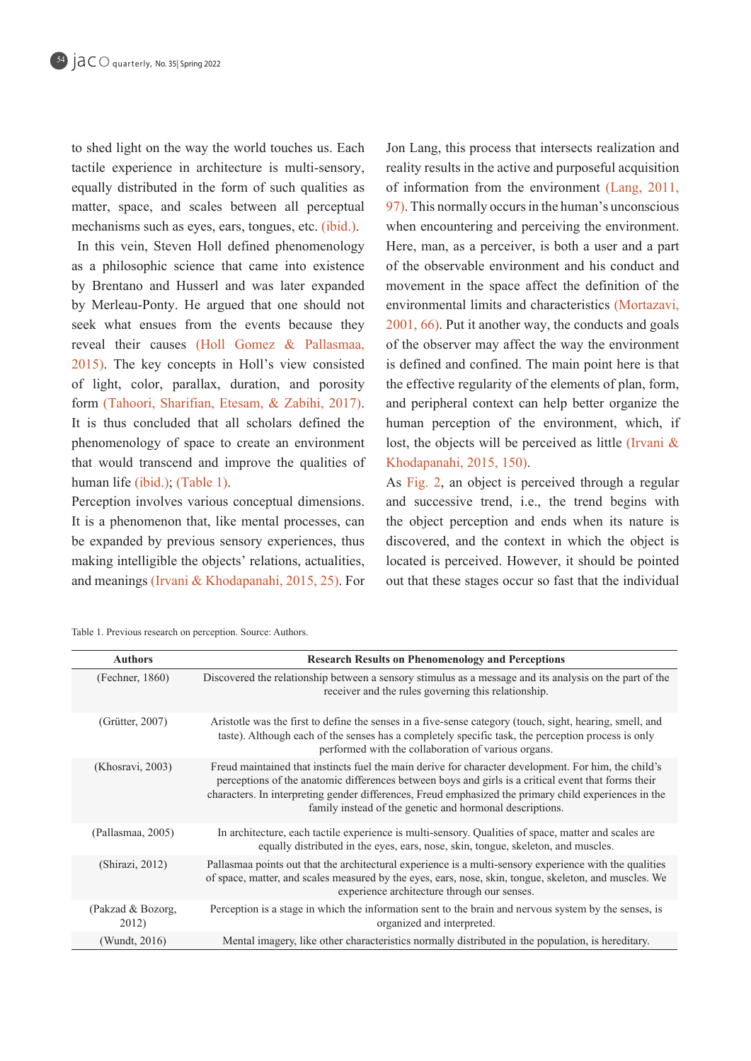to shed light on the way the world touches us. Each tactile experience in architecture is multi-sensory, equally distributed in the form of such qualities as matter, space, and scales between all perceptual mechanisms such as eyes, ears, tongues, etc. (ibid.).

In this vein, Steven Holl defined phenomenology as a philosophic science that came into existence by Brentano and Husserl and was later expanded by Merleau-Ponty. He argued that one should not seek what ensues from the events because they reveal their causes (Holl Gomez & Pallasmaa, 2015). The key concepts in Holl's view consisted of light, color, parallax, duration, and porosity form (Tahoori, Sharifian, Etesam, & Zabihi, 2017). It is thus concluded that all scholars defined the phenomenology of space to create an environment that would transcend and improve the qualities of human life (ibid.); (Table 1).

Perception involves various conceptual dimensions. It is a phenomenon that, like mental processes, can be expanded by previous sensory experiences, thus making intelligible the objects' relations, actualities, and meanings (Irvani & Khodapanahi, 2015, 25). For Jon Lang, this process that intersects realization and reality results in the active and purposeful acquisition of information from the environment (Lang, 2011, 97). This normally occurs in the human's unconscious when encountering and perceiving the environment. Here, man, as a perceiver, is both a user and a part of the observable environment and his conduct and movement in the space affect the definition of the environmental limits and characteristics (Mortazavi, 2001, 66). Put it another way, the conducts and goals of the observer may affect the way the environment is defined and confined. The main point here is that the effective regularity of the elements of plan, form, and peripheral context can help better organize the human perception of the environment, which, if lost, the objects will be perceived as little (Irvani & Khodapanahi, 2015, 150).

As Fig. 2, an object is perceived through a regular and successive trend, i.e., the trend begins with the object perception and ends when its nature is discovered, and the context in which the object is located is perceived. However, it should be pointed out that these stages occur so fast that the individual

Table 1. Previous research on perception. Source: Authors.

| Authors | Research Results on Phenomenology and Perceptions |
|---|---|
| (Fechner, 1860) | Discovered the relationship between a sensory stimulus as a message and its analysis on the part of the receiver and the rules governing this relationship. |
| (Grütter, 2007) | Aristotle was the first to define the senses in a five-sense category (touch, sight, hearing, smell, and taste). Although each of the senses has a completely specific task, the perception process is only performed with the collaboration of various organs. |
| (Khosravi, 2003) | Freud maintained that instincts fuel the main derive for character development. For him, the child's perceptions of the anatomic differences between boys and girls is a critical event that forms their characters. In interpreting gender differences, Freud emphasized the primary child experiences in the family instead of the genetic and hormonal descriptions. |
| (Pallasmaa, 2005) | In architecture, each tactile experience is multi-sensory. Qualities of space, matter and scales are equally distributed in the eyes, ears, nose, skin, tongue, skeleton, and muscles. |
| (Shirazi, 2012) | Pallasmaa points out that the architectural experience is a multi-sensory experience with the qualities of space, matter, and scales measured by the eyes, ears, nose, skin, tongue, skeleton, and muscles. We experience architecture through our senses. |
| (Pakzad & Bozorg, 2012) | Perception is a stage in which the information sent to the brain and nervous system by the senses, is organized and interpreted. |
| (Wundt, 2016) | Mental imagery, like other characteristics normally distributed in the population, is hereditary. |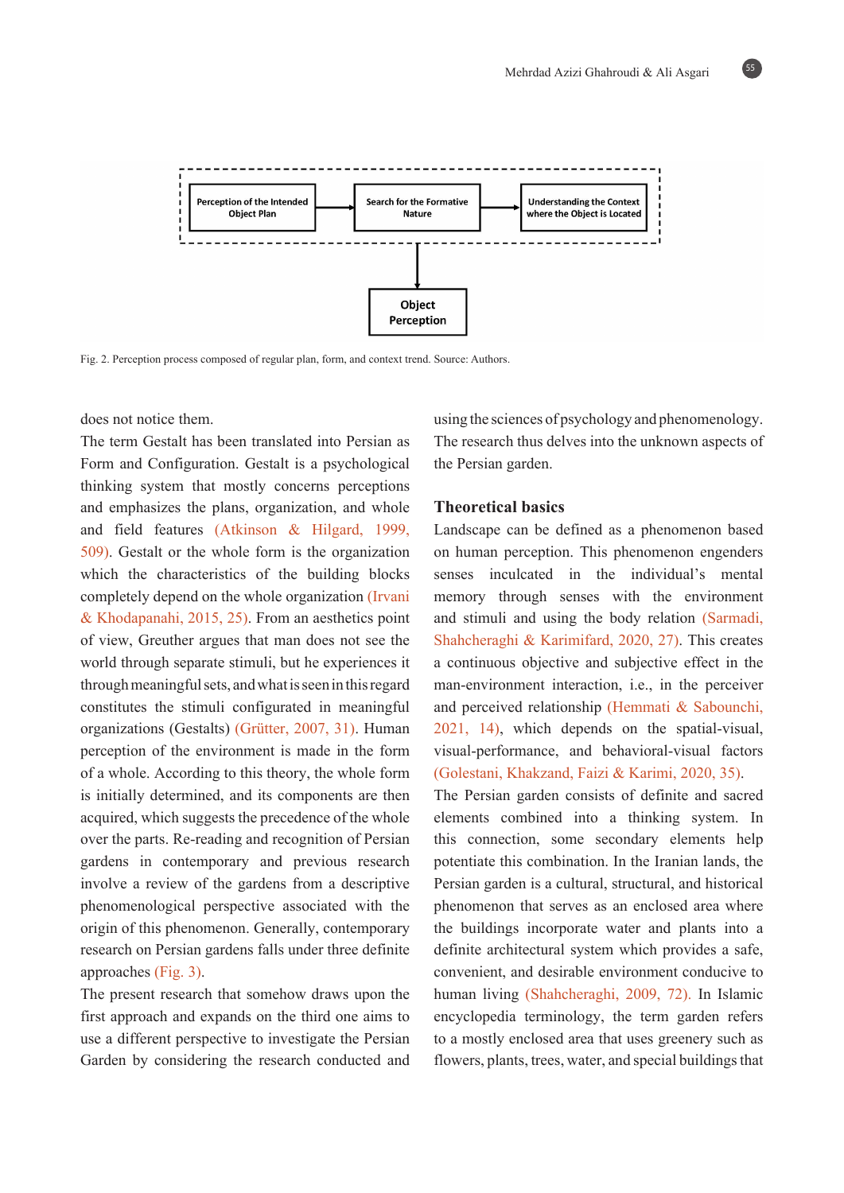Perception of the Intended Object Plan → Search for the Formative Nature → Understanding the Context where the Object is Located → Object Perception

Fig. 2. Perception process composed of regular plan, form, and context trend. Source: Authors.

does not notice them.

The term Gestalt has been translated into Persian as Form and Configuration. Gestalt is a psychological thinking system that mostly concerns perceptions and emphasizes the plans, organization, and whole and field features (Atkinson & Hilgard, 1999, 509). Gestalt or the whole form is the organization which the characteristics of the building blocks completely depend on the whole organization (Irvani & Khodapanahi, 2015, 25). From an aesthetics point of view, Greuther argues that man does not see the world through separate stimuli, but he experiences it through meaningful sets, and what is seen in this regard constitutes the stimuli configurated in meaningful organizations (Gestalts) (Grütter, 2007, 31). Human perception of the environment is made in the form of a whole. According to this theory, the whole form is initially determined, and its components are then acquired, which suggests the precedence of the whole over the parts. Re-reading and recognition of Persian gardens in contemporary and previous research involve a review of the gardens from a descriptive phenomenological perspective associated with the origin of this phenomenon. Generally, contemporary research on Persian gardens falls under three definite approaches (Fig. 3).

The present research that somehow draws upon the first approach and expands on the third one aims to use a different perspective to investigate the Persian Garden by considering the research conducted and using the sciences of psychology and phenomenology. The research thus delves into the unknown aspects of the Persian garden.

## Theoretical basics

Landscape can be defined as a phenomenon based on human perception. This phenomenon engenders senses inculcated in the individual's mental memory through senses with the environment and stimuli and using the body relation (Sarmadi, Shahcheraghi & Karimifard, 2020, 27). This creates a continuous objective and subjective effect in the man-environment interaction, i.e., in the perceiver and perceived relationship (Hemmati & Sabounchi, 2021, 14), which depends on the spatial-visual, visual-performance, and behavioral-visual factors (Golestani, Khakzand, Faizi & Karimi, 2020, 35).

The Persian garden consists of definite and sacred elements combined into a thinking system. In this connection, some secondary elements help potentiate this combination. In the Iranian lands, the Persian garden is a cultural, structural, and historical phenomenon that serves as an enclosed area where the buildings incorporate water and plants into a definite architectural system which provides a safe, convenient, and desirable environment conducive to human living (Shahcheraghi, 2009, 72). In Islamic encyclopedia terminology, the term garden refers to a mostly enclosed area that uses greenery such as flowers, plants, trees, water, and special buildings that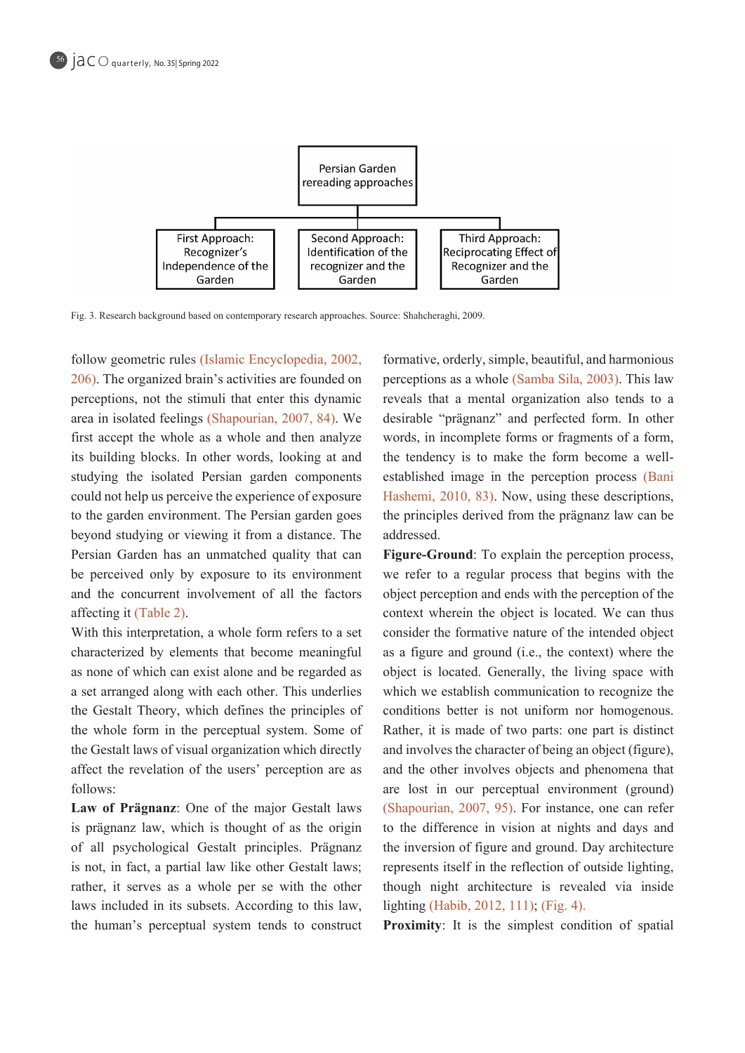Persian Garden rereading approaches

- First Approach: Recognizer's Independence of the Garden
- Second Approach: Identification of the recognizer and the Garden
- Third Approach: Reciprocating Effect of Recognizer and the Garden

Fig. 3. Research background based on contemporary research approaches. Source: Shahcheraghi, 2009.

follow geometric rules (Islamic Encyclopedia, 2002, 206). The organized brain's activities are founded on perceptions, not the stimuli that enter this dynamic area in isolated feelings (Shapourian, 2007, 84). We first accept the whole as a whole and then analyze its building blocks. In other words, looking at and studying the isolated Persian garden components could not help us perceive the experience of exposure to the garden environment. The Persian garden goes beyond studying or viewing it from a distance. The Persian Garden has an unmatched quality that can be perceived only by exposure to its environment and the concurrent involvement of all the factors affecting it (Table 2).

With this interpretation, a whole form refers to a set characterized by elements that become meaningful as none of which can exist alone and be regarded as a set arranged along with each other. This underlies the Gestalt Theory, which defines the principles of the whole form in the perceptual system. Some of the Gestalt laws of visual organization which directly affect the revelation of the users' perception are as follows:

**Law of Prägnanz**: One of the major Gestalt laws is prägnanz law, which is thought of as the origin of all psychological Gestalt principles. Prägnanz is not, in fact, a partial law like other Gestalt laws; rather, it serves as a whole per se with the other laws included in its subsets. According to this law, the human's perceptual system tends to construct formative, orderly, simple, beautiful, and harmonious perceptions as a whole (Samba Sila, 2003). This law reveals that a mental organization also tends to a desirable "prägnanz" and perfected form. In other words, in incomplete forms or fragments of a form, the tendency is to make the form become a well-established image in the perception process (Bani Hashemi, 2010, 83). Now, using these descriptions, the principles derived from the prägnanz law can be addressed.

**Figure-Ground**: To explain the perception process, we refer to a regular process that begins with the object perception and ends with the perception of the context wherein the object is located. We can thus consider the formative nature of the intended object as a figure and ground (i.e., the context) where the object is located. Generally, the living space with which we establish communication to recognize the conditions better is not uniform nor homogenous. Rather, it is made of two parts: one part is distinct and involves the character of being an object (figure), and the other involves objects and phenomena that are lost in our perceptual environment (ground) (Shapourian, 2007, 95). For instance, one can refer to the difference in vision at nights and days and the inversion of figure and ground. Day architecture represents itself in the reflection of outside lighting, though night architecture is revealed via inside lighting (Habib, 2012, 111); (Fig. 4).

**Proximity**: It is the simplest condition of spatial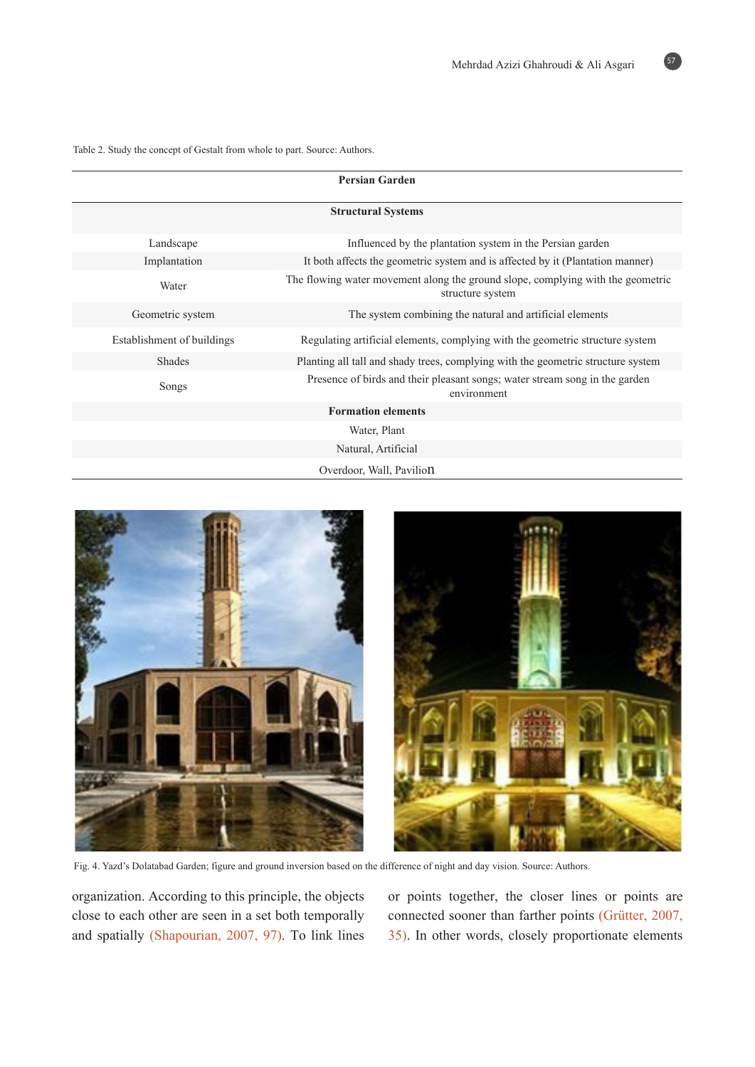Table 2. Study the concept of Gestalt from whole to part. Source: Authors.

| Persian Garden | |
|---|---|
| **Structural Systems** | |
| Landscape | Influenced by the plantation system in the Persian garden |
| Implantation | It both affects the geometric system and is affected by it (Plantation manner) |
| Water | The flowing water movement along the ground slope, complying with the geometric structure system |
| Geometric system | The system combining the natural and artificial elements |
| Establishment of buildings | Regulating artificial elements, complying with the geometric structure system |
| Shades | Planting all tall and shady trees, complying with the geometric structure system |
| Songs | Presence of birds and their pleasant songs; water stream song in the garden environment |
| **Formation elements** | |
| Water, Plant | |
| Natural, Artificial | |
| Overdoor, Wall, Pavilion | |

Fig. 4. Yazd's Dolatabad Garden; figure and ground inversion based on the difference of night and day vision. Source: Authors.

organization. According to this principle, the objects close to each other are seen in a set both temporally and spatially (Shapourian, 2007, 97). To link lines or points together, the closer lines or points are connected sooner than farther points (Grütter, 2007, 35). In other words, closely proportionate elements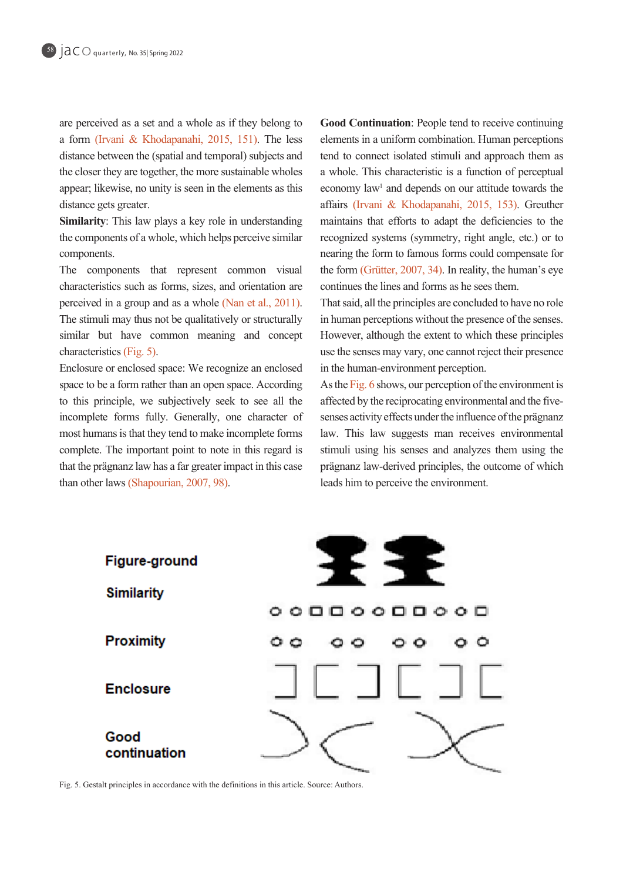are perceived as a set and a whole as if they belong to a form (Irvani & Khodapanahi, 2015, 151). The less distance between the (spatial and temporal) subjects and the closer they are together, the more sustainable wholes appear; likewise, no unity is seen in the elements as this distance gets greater.

**Similarity**: This law plays a key role in understanding the components of a whole, which helps perceive similar components.

The components that represent common visual characteristics such as forms, sizes, and orientation are perceived in a group and as a whole (Nan et al., 2011). The stimuli may thus not be qualitatively or structurally similar but have common meaning and concept characteristics (Fig. 5).

Enclosure or enclosed space: We recognize an enclosed space to be a form rather than an open space. According to this principle, we subjectively seek to see all the incomplete forms fully. Generally, one character of most humans is that they tend to make incomplete forms complete. The important point to note in this regard is that the prägnanz law has a far greater impact in this case than other laws (Shapourian, 2007, 98).

**Good Continuation**: People tend to receive continuing elements in a uniform combination. Human perceptions tend to connect isolated stimuli and approach them as a whole. This characteristic is a function of perceptual economy law[1] and depends on our attitude towards the affairs (Irvani & Khodapanahi, 2015, 153). Greuther maintains that efforts to adapt the deficiencies to the recognized systems (symmetry, right angle, etc.) or to nearing the form to famous forms could compensate for the form (Grütter, 2007, 34). In reality, the human's eye continues the lines and forms as he sees them.

That said, all the principles are concluded to have no role in human perceptions without the presence of the senses. However, although the extent to which these principles use the senses may vary, one cannot reject their presence in the human-environment perception.

As the Fig. 6 shows, our perception of the environment is affected by the reciprocating environmental and the five-senses activity effects under the influence of the prägnanz law. This law suggests man receives environmental stimuli using his senses and analyzes them using the prägnanz law-derived principles, the outcome of which leads him to perceive the environment.

Figure-ground

Similarity

Proximity

Enclosure

Good continuation

Fig. 5. Gestalt principles in accordance with the definitions in this article. Source: Authors.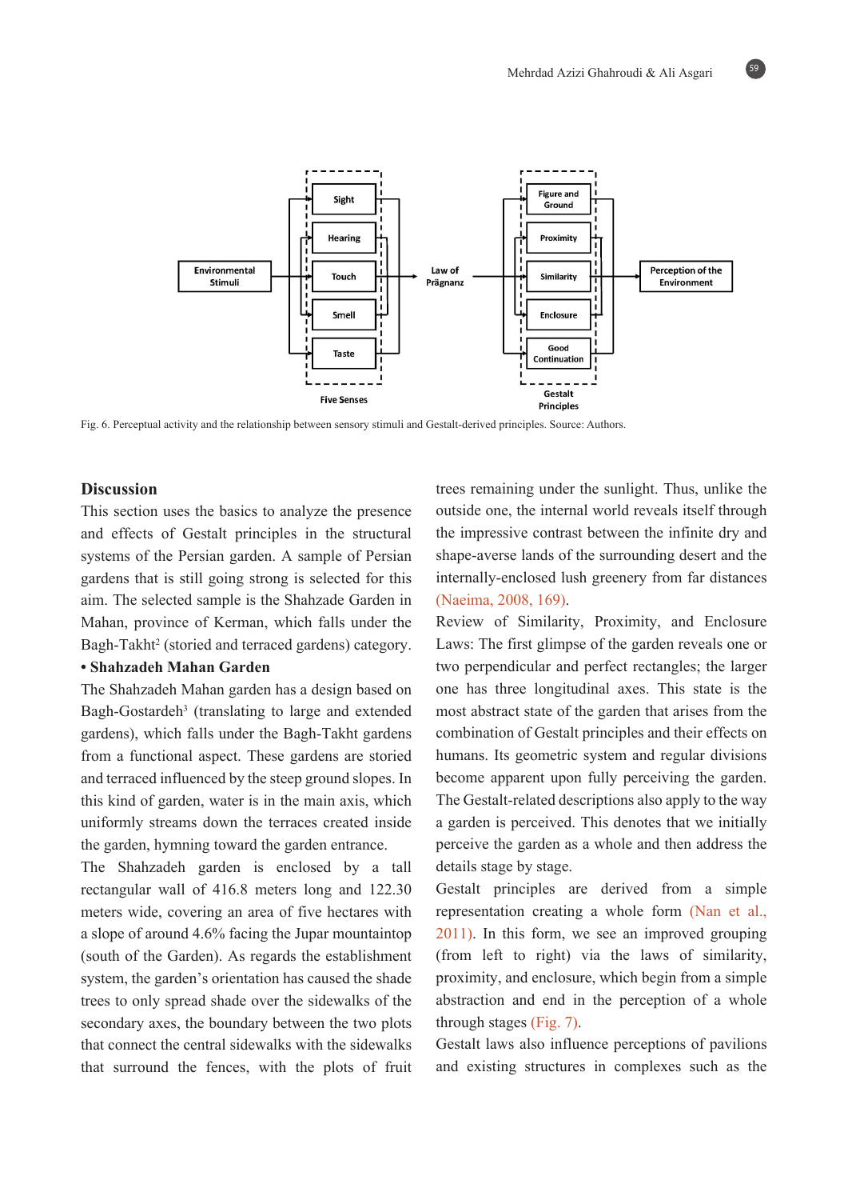Fig. 6. Perceptual activity and the relationship between sensory stimuli and Gestalt-derived principles. Source: Authors.

## Discussion

This section uses the basics to analyze the presence and effects of Gestalt principles in the structural systems of the Persian garden. A sample of Persian gardens that is still going strong is selected for this aim. The selected sample is the Shahzade Garden in Mahan, province of Kerman, which falls under the Bagh-Takht[2] (storied and terraced gardens) category.

**• Shahzadeh Mahan Garden**

The Shahzadeh Mahan garden has a design based on Bagh-Gostardeh[3] (translating to large and extended gardens), which falls under the Bagh-Takht gardens from a functional aspect. These gardens are storied and terraced influenced by the steep ground slopes. In this kind of garden, water is in the main axis, which uniformly streams down the terraces created inside the garden, hymning toward the garden entrance.

The Shahzadeh garden is enclosed by a tall rectangular wall of 416.8 meters long and 122.30 meters wide, covering an area of five hectares with a slope of around 4.6% facing the Jupar mountaintop (south of the Garden). As regards the establishment system, the garden's orientation has caused the shade trees to only spread shade over the sidewalks of the secondary axes, the boundary between the two plots that connect the central sidewalks with the sidewalks that surround the fences, with the plots of fruit trees remaining under the sunlight. Thus, unlike the outside one, the internal world reveals itself through the impressive contrast between the infinite dry and shape-averse lands of the surrounding desert and the internally-enclosed lush greenery from far distances (Naeima, 2008, 169).

Review of Similarity, Proximity, and Enclosure Laws: The first glimpse of the garden reveals one or two perpendicular and perfect rectangles; the larger one has three longitudinal axes. This state is the most abstract state of the garden that arises from the combination of Gestalt principles and their effects on humans. Its geometric system and regular divisions become apparent upon fully perceiving the garden. The Gestalt-related descriptions also apply to the way a garden is perceived. This denotes that we initially perceive the garden as a whole and then address the details stage by stage.

Gestalt principles are derived from a simple representation creating a whole form (Nan et al., 2011). In this form, we see an improved grouping (from left to right) via the laws of similarity, proximity, and enclosure, which begin from a simple abstraction and end in the perception of a whole through stages (Fig. 7).

Gestalt laws also influence perceptions of pavilions and existing structures in complexes such as the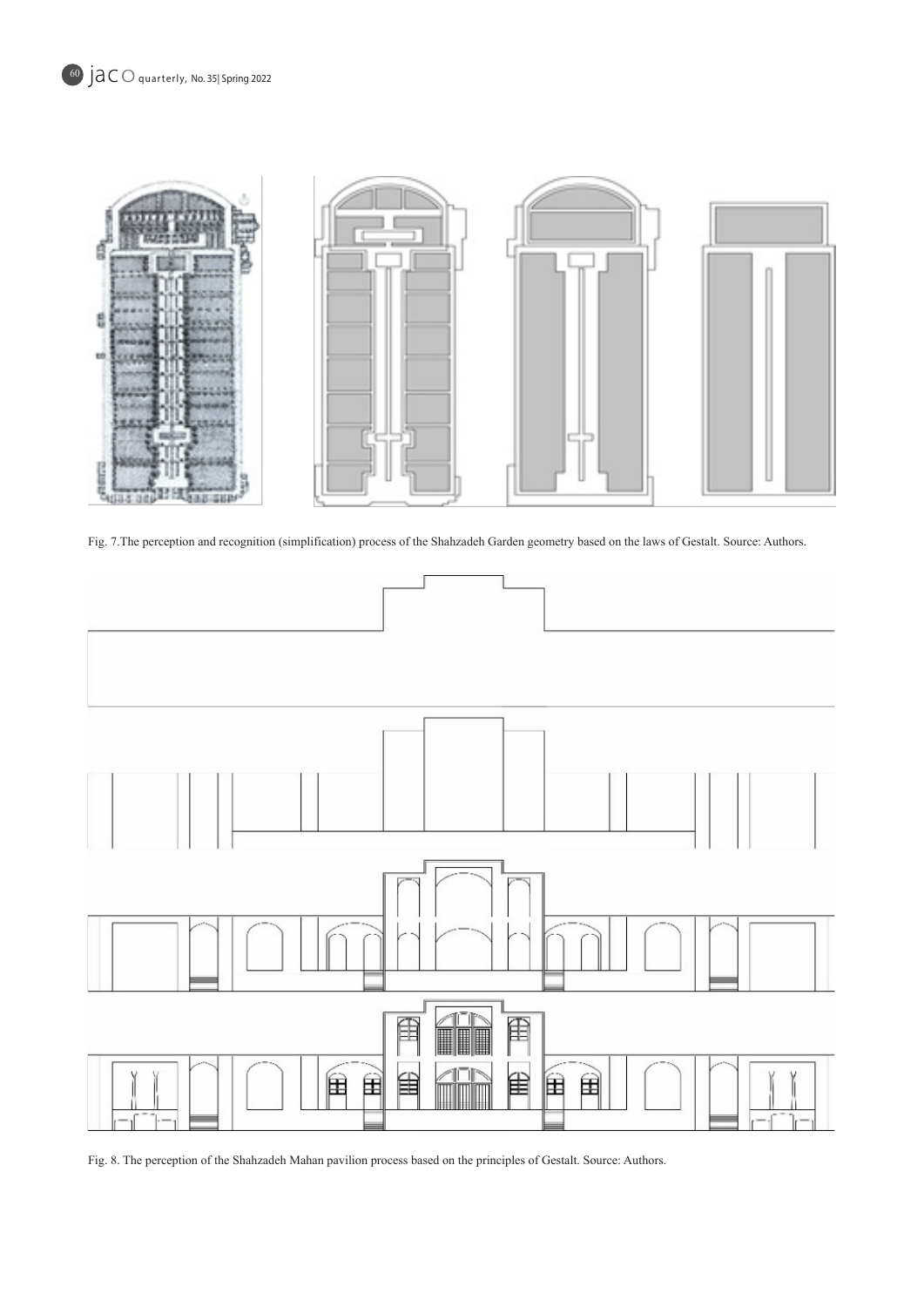Fig. 7.The perception and recognition (simplification) process of the Shahzadeh Garden geometry based on the laws of Gestalt. Source: Authors.

Fig. 8. The perception of the Shahzadeh Mahan pavilion process based on the principles of Gestalt. Source: Authors.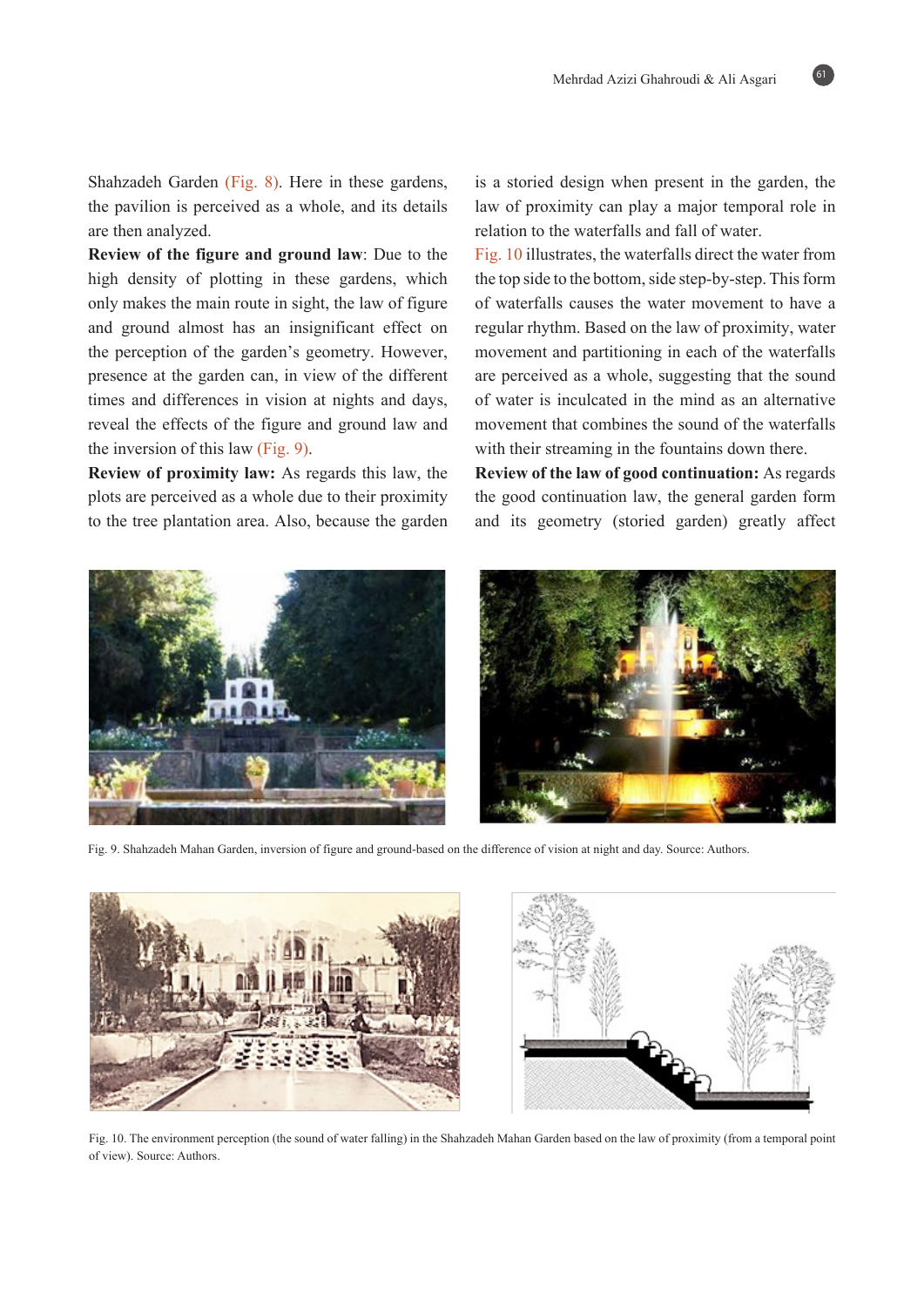Shahzadeh Garden (Fig. 8). Here in these gardens, the pavilion is perceived as a whole, and its details are then analyzed.

**Review of the figure and ground law**: Due to the high density of plotting in these gardens, which only makes the main route in sight, the law of figure and ground almost has an insignificant effect on the perception of the garden's geometry. However, presence at the garden can, in view of the different times and differences in vision at nights and days, reveal the effects of the figure and ground law and the inversion of this law (Fig. 9).

**Review of proximity law:** As regards this law, the plots are perceived as a whole due to their proximity to the tree plantation area. Also, because the garden is a storied design when present in the garden, the law of proximity can play a major temporal role in relation to the waterfalls and fall of water.

Fig. 10 illustrates, the waterfalls direct the water from the top side to the bottom, side step-by-step. This form of waterfalls causes the water movement to have a regular rhythm. Based on the law of proximity, water movement and partitioning in each of the waterfalls are perceived as a whole, suggesting that the sound of water is inculcated in the mind as an alternative movement that combines the sound of the waterfalls with their streaming in the fountains down there.

**Review of the law of good continuation:** As regards the good continuation law, the general garden form and its geometry (storied garden) greatly affect

Fig. 9. Shahzadeh Mahan Garden, inversion of figure and ground-based on the difference of vision at night and day. Source: Authors.

Fig. 10. The environment perception (the sound of water falling) in the Shahzadeh Mahan Garden based on the law of proximity (from a temporal point of view). Source: Authors.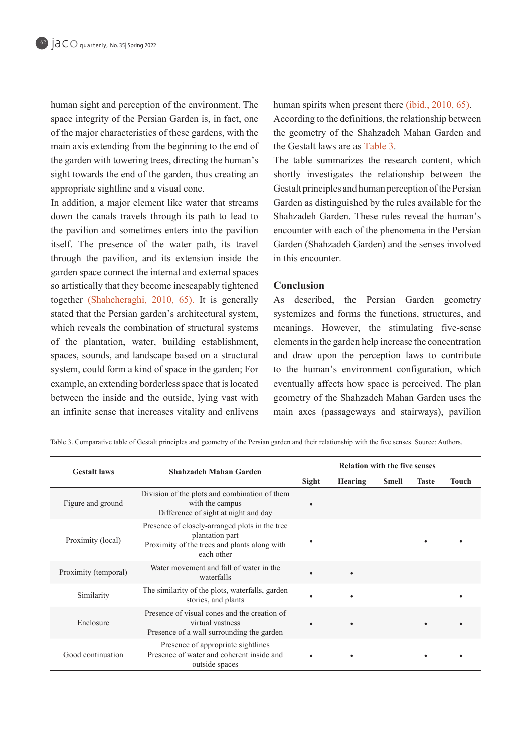human sight and perception of the environment. The space integrity of the Persian Garden is, in fact, one of the major characteristics of these gardens, with the main axis extending from the beginning to the end of the garden with towering trees, directing the human's sight towards the end of the garden, thus creating an appropriate sightline and a visual cone.

In addition, a major element like water that streams down the canals travels through its path to lead to the pavilion and sometimes enters into the pavilion itself. The presence of the water path, its travel through the pavilion, and its extension inside the garden space connect the internal and external spaces so artistically that they become inescapably tightened together (Shahcheraghi, 2010, 65). It is generally stated that the Persian garden's architectural system, which reveals the combination of structural systems of the plantation, water, building establishment, spaces, sounds, and landscape based on a structural system, could form a kind of space in the garden; For example, an extending borderless space that is located between the inside and the outside, lying vast with an infinite sense that increases vitality and enlivens human spirits when present there (ibid., 2010, 65).

According to the definitions, the relationship between the geometry of the Shahzadeh Mahan Garden and the Gestalt laws are as Table 3.

The table summarizes the research content, which shortly investigates the relationship between the Gestalt principles and human perception of the Persian Garden as distinguished by the rules available for the Shahzadeh Garden. These rules reveal the human's encounter with each of the phenomena in the Persian Garden (Shahzadeh Garden) and the senses involved in this encounter.

## Conclusion

As described, the Persian Garden geometry systemizes and forms the functions, structures, and meanings. However, the stimulating five-sense elements in the garden help increase the concentration and draw upon the perception laws to contribute to the human's environment configuration, which eventually affects how space is perceived. The plan geometry of the Shahzadeh Mahan Garden uses the main axes (passageways and stairways), pavilion

Table 3. Comparative table of Gestalt principles and geometry of the Persian garden and their relationship with the five senses. Source: Authors.

| Gestalt laws | Shahzadeh Mahan Garden | Relation with the five senses | | | | |
|---|---|---|---|---|---|---|
| | | Sight | Hearing | Smell | Taste | Touch |
| Figure and ground | Division of the plots and combination of them with the campus<br>Difference of sight at night and day | • | | | | |
| Proximity (local) | Presence of closely-arranged plots in the tree plantation part<br>Proximity of the trees and plants along with each other | • | | | • | • |
| Proximity (temporal) | Water movement and fall of water in the waterfalls | • | • | | | |
| Similarity | The similarity of the plots, waterfalls, garden stories, and plants | • | • | | | • |
| Enclosure | Presence of visual cones and the creation of virtual vastness<br>Presence of a wall surrounding the garden | • | • | | • | • |
| Good continuation | Presence of appropriate sightlines<br>Presence of water and coherent inside and outside spaces | • | • | | • | • |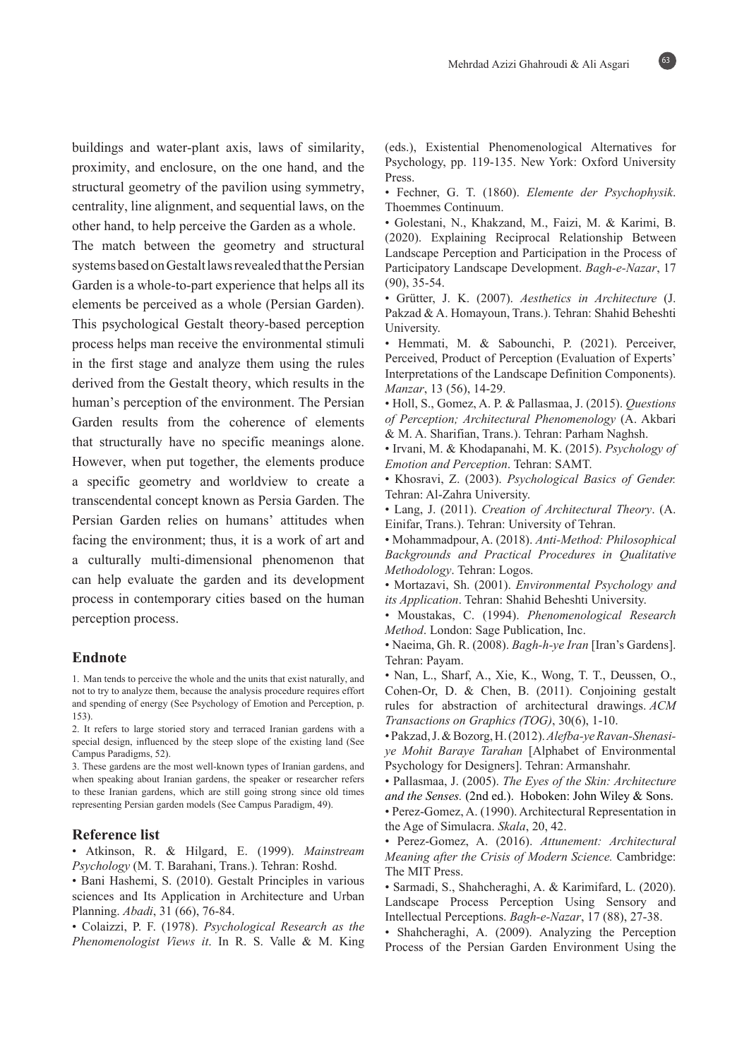buildings and water-plant axis, laws of similarity, proximity, and enclosure, on the one hand, and the structural geometry of the pavilion using symmetry, centrality, line alignment, and sequential laws, on the other hand, to help perceive the Garden as a whole.

The match between the geometry and structural systems based on Gestalt laws revealed that the Persian Garden is a whole-to-part experience that helps all its elements be perceived as a whole (Persian Garden). This psychological Gestalt theory-based perception process helps man receive the environmental stimuli in the first stage and analyze them using the rules derived from the Gestalt theory, which results in the human's perception of the environment. The Persian Garden results from the coherence of elements that structurally have no specific meanings alone. However, when put together, the elements produce a specific geometry and worldview to create a transcendental concept known as Persia Garden. The Persian Garden relies on humans' attitudes when facing the environment; thus, it is a work of art and a culturally multi-dimensional phenomenon that can help evaluate the garden and its development process in contemporary cities based on the human perception process.

## Endnote

1. Man tends to perceive the whole and the units that exist naturally, and not to try to analyze them, because the analysis procedure requires effort and spending of energy (See Psychology of Emotion and Perception, p. 153).
2. It refers to large storied story and terraced Iranian gardens with a special design, influenced by the steep slope of the existing land (See Campus Paradigms, 52).
3. These gardens are the most well-known types of Iranian gardens, and when speaking about Iranian gardens, the speaker or researcher refers to these Iranian gardens, which are still going strong since old times representing Persian garden models (See Campus Paradigm, 49).

## Reference list

- Atkinson, R. & Hilgard, E. (1999). *Mainstream Psychology* (M. T. Barahani, Trans.). Tehran: Roshd.
- Bani Hashemi, S. (2010). Gestalt Principles in various sciences and Its Application in Architecture and Urban Planning. *Abadi*, 31 (66), 76-84.
- Colaizzi, P. F. (1978). *Psychological Research as the Phenomenologist Views it*. In R. S. Valle & M. King (eds.), Existential Phenomenological Alternatives for Psychology, pp. 119-135. New York: Oxford University Press.
- Fechner, G. T. (1860). *Elemente der Psychophysik*. Thoemmes Continuum.
- Golestani, N., Khakzand, M., Faizi, M. & Karimi, B. (2020). Explaining Reciprocal Relationship Between Landscape Perception and Participation in the Process of Participatory Landscape Development. *Bagh-e-Nazar*, 17 (90), 35-54.
- Grütter, J. K. (2007). *Aesthetics in Architecture* (J. Pakzad & A. Homayoun, Trans.). Tehran: Shahid Beheshti University.
- Hemmati, M. & Sabounchi, P. (2021). Perceiver, Perceived, Product of Perception (Evaluation of Experts' Interpretations of the Landscape Definition Components). *Manzar*, 13 (56), 14-29.
- Holl, S., Gomez, A. P. & Pallasmaa, J. (2015). *Questions of Perception; Architectural Phenomenology* (A. Akbari & M. A. Sharifian, Trans.). Tehran: Parham Naghsh.
- Irvani, M. & Khodapanahi, M. K. (2015). *Psychology of Emotion and Perception*. Tehran: SAMT.
- Khosravi, Z. (2003). *Psychological Basics of Gender.* Tehran: Al-Zahra University.
- Lang, J. (2011). *Creation of Architectural Theory*. (A. Einifar, Trans.). Tehran: University of Tehran.
- Mohammadpour, A. (2018). *Anti-Method: Philosophical Backgrounds and Practical Procedures in Qualitative Methodology*. Tehran: Logos.
- Mortazavi, Sh. (2001). *Environmental Psychology and its Application*. Tehran: Shahid Beheshti University.
- Moustakas, C. (1994). *Phenomenological Research Method*. London: Sage Publication, Inc.
- Naeima, Gh. R. (2008). *Bagh-h-ye Iran* [Iran's Gardens]. Tehran: Payam.
- Nan, L., Sharf, A., Xie, K., Wong, T. T., Deussen, O., Cohen-Or, D. & Chen, B. (2011). Conjoining gestalt rules for abstraction of architectural drawings. *ACM Transactions on Graphics (TOG)*, 30(6), 1-10.
- Pakzad, J. & Bozorg, H. (2012). *Alefba-ye Ravan-Shenasi-ye Mohit Baraye Tarahan* [Alphabet of Environmental Psychology for Designers]. Tehran: Armanshahr.
- Pallasmaa, J. (2005). *The Eyes of the Skin: Architecture and the Senses.* (2nd ed.). Hoboken: John Wiley & Sons.
- Perez-Gomez, A. (1990). Architectural Representation in the Age of Simulacra. *Skala*, 20, 42.
- Perez-Gomez, A. (2016). *Attunement: Architectural Meaning after the Crisis of Modern Science.* Cambridge: The MIT Press.
- Sarmadi, S., Shahcheraghi, A. & Karimifard, L. (2020). Landscape Process Perception Using Sensory and Intellectual Perceptions. *Bagh-e-Nazar*, 17 (88), 27-38.
- Shahcheraghi, A. (2009). Analyzing the Perception Process of the Persian Garden Environment Using the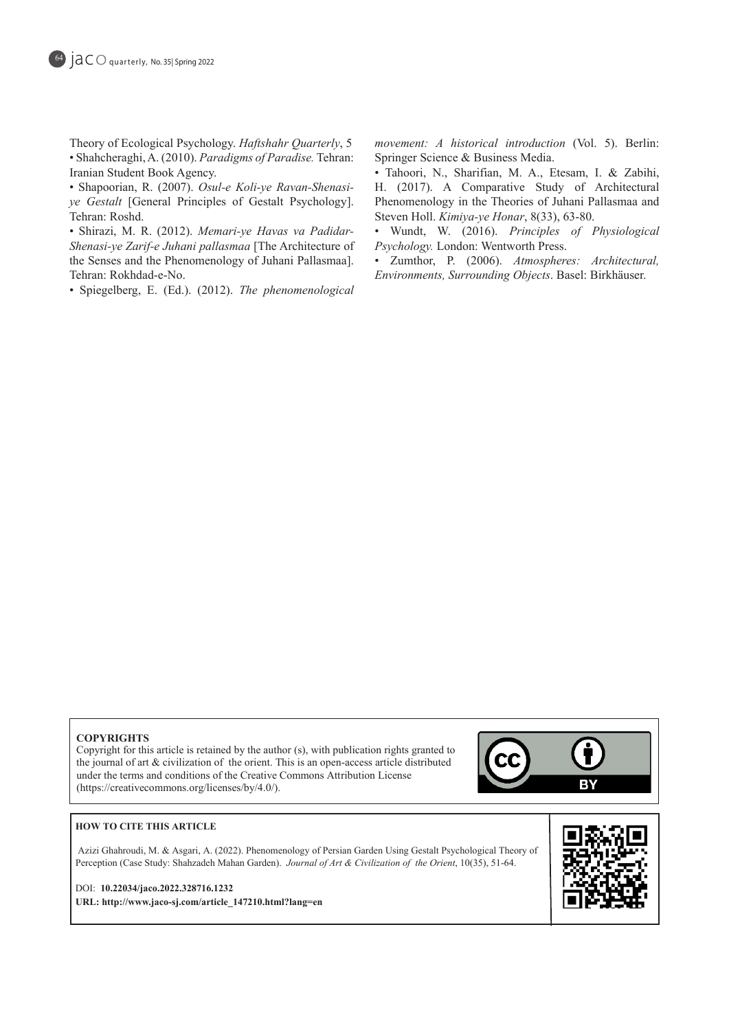Theory of Ecological Psychology. *Haftshahr Quarterly*, 5

- Shahcheraghi, A. (2010). *Paradigms of Paradise.* Tehran: Iranian Student Book Agency.
- Shapoorian, R. (2007). *Osul-e Koli-ye Ravan-Shenasi-ye Gestalt* [General Principles of Gestalt Psychology]. Tehran: Roshd.
- Shirazi, M. R. (2012). *Memari-ye Havas va Padidar-Shenasi-ye Zarif-e Juhani pallasmaa* [The Architecture of the Senses and the Phenomenology of Juhani Pallasmaa]. Tehran: Rokhdad-e-No.
- Spiegelberg, E. (Ed.). (2012). *The phenomenological movement: A historical introduction* (Vol. 5). Berlin: Springer Science & Business Media.
- Tahoori, N., Sharifian, M. A., Etesam, I. & Zabihi, H. (2017). A Comparative Study of Architectural Phenomenology in the Theories of Juhani Pallasmaa and Steven Holl. *Kimiya-ye Honar*, 8(33), 63-80.
- Wundt, W. (2016). *Principles of Physiological Psychology.* London: Wentworth Press.
- Zumthor, P. (2006). *Atmospheres: Architectural, Environments, Surrounding Objects*. Basel: Birkhäuser.

**COPYRIGHTS**

Copyright for this article is retained by the author (s), with publication rights granted to the journal of art & civilization of the orient. This is an open-access article distributed under the terms and conditions of the Creative Commons Attribution License (https://creativecommons.org/licenses/by/4.0/).

**HOW TO CITE THIS ARTICLE**

Azizi Ghahroudi, M. & Asgari, A. (2022). Phenomenology of Persian Garden Using Gestalt Psychological Theory of Perception (Case Study: Shahzadeh Mahan Garden). *Journal of Art & Civilization of the Orient*, 10(35), 51-64.

DOI: **10.22034/jaco.2022.328716.1232**

**URL: http://www.jaco-sj.com/article_147210.html?lang=en**